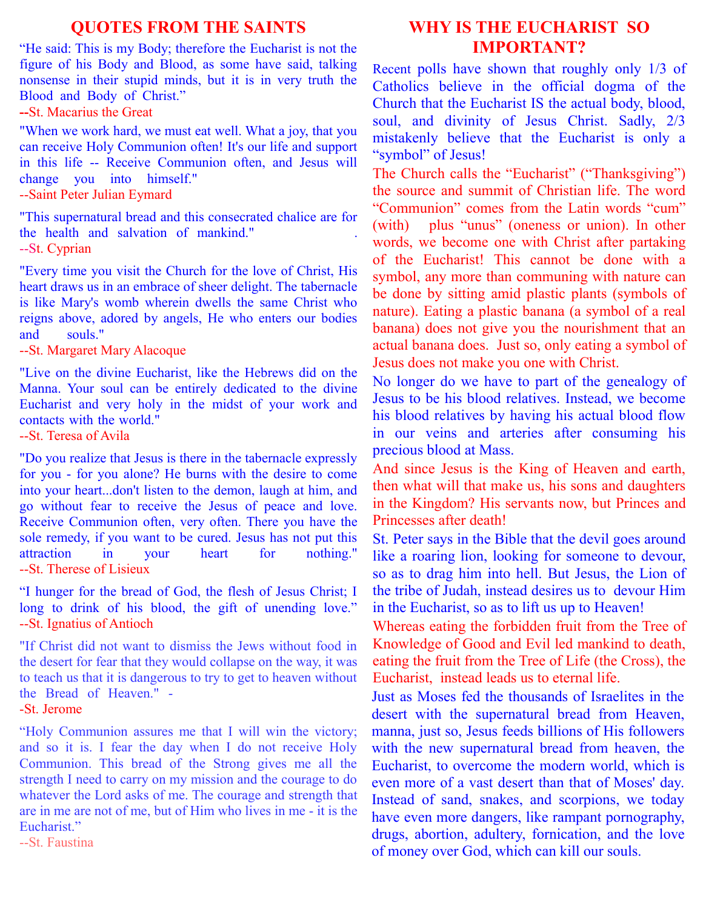## QUOTES FROM THE SAINTS

"He said: This is my Body; therefore the Eucharist is not the figure of his Body and Blood, as some have said, talking nonsense in their stupid minds, but it is in very truth the Blood and Body of Christ."
--St. Macarius the Great

"When we work hard, we must eat well. What a joy, that you can receive Holy Communion often! It's our life and support in this life -- Receive Communion often, and Jesus will change you into himself."
--Saint Peter Julian Eymard

"This supernatural bread and this consecrated chalice are for the health and salvation of mankind." .
--St. Cyprian

"Every time you visit the Church for the love of Christ, His heart draws us in an embrace of sheer delight. The tabernacle is like Mary's womb wherein dwells the same Christ who reigns above, adored by angels, He who enters our bodies and souls."
--St. Margaret Mary Alacoque

"Live on the divine Eucharist, like the Hebrews did on the Manna. Your soul can be entirely dedicated to the divine Eucharist and very holy in the midst of your work and contacts with the world."
--St. Teresa of Avila

"Do you realize that Jesus is there in the tabernacle expressly for you - for you alone? He burns with the desire to come into your heart...don't listen to the demon, laugh at him, and go without fear to receive the Jesus of peace and love. Receive Communion often, very often. There you have the sole remedy, if you want to be cured. Jesus has not put this attraction in your heart for nothing."
--St. Therese of Lisieux

"I hunger for the bread of God, the flesh of Jesus Christ; I long to drink of his blood, the gift of unending love."
--St. Ignatius of Antioch

"If Christ did not want to dismiss the Jews without food in the desert for fear that they would collapse on the way, it was to teach us that it is dangerous to try to get to heaven without the Bread of Heaven." -
-St. Jerome

"Holy Communion assures me that I will win the victory; and so it is. I fear the day when I do not receive Holy Communion. This bread of the Strong gives me all the strength I need to carry on my mission and the courage to do whatever the Lord asks of me. The courage and strength that are in me are not of me, but of Him who lives in me - it is the Eucharist."
--St. Faustina

## WHY IS THE EUCHARIST SO IMPORTANT?

Recent polls have shown that roughly only 1/3 of Catholics believe in the official dogma of the Church that the Eucharist IS the actual body, blood, soul, and divinity of Jesus Christ. Sadly, 2/3 mistakenly believe that the Eucharist is only a "symbol" of Jesus!

The Church calls the "Eucharist" ("Thanksgiving") the source and summit of Christian life. The word "Communion" comes from the Latin words "cum" (with) plus "unus" (oneness or union). In other words, we become one with Christ after partaking of the Eucharist! This cannot be done with a symbol, any more than communing with nature can be done by sitting amid plastic plants (symbols of nature). Eating a plastic banana (a symbol of a real banana) does not give you the nourishment that an actual banana does. Just so, only eating a symbol of Jesus does not make you one with Christ.

No longer do we have to part of the genealogy of Jesus to be his blood relatives. Instead, we become his blood relatives by having his actual blood flow in our veins and arteries after consuming his precious blood at Mass.

And since Jesus is the King of Heaven and earth, then what will that make us, his sons and daughters in the Kingdom? His servants now, but Princes and Princesses after death!

St. Peter says in the Bible that the devil goes around like a roaring lion, looking for someone to devour, so as to drag him into hell. But Jesus, the Lion of the tribe of Judah, instead desires us to devour Him in the Eucharist, so as to lift us up to Heaven!

Whereas eating the forbidden fruit from the Tree of Knowledge of Good and Evil led mankind to death, eating the fruit from the Tree of Life (the Cross), the Eucharist, instead leads us to eternal life.

Just as Moses fed the thousands of Israelites in the desert with the supernatural bread from Heaven, manna, just so, Jesus feeds billions of His followers with the new supernatural bread from heaven, the Eucharist, to overcome the modern world, which is even more of a vast desert than that of Moses' day. Instead of sand, snakes, and scorpions, we today have even more dangers, like rampant pornography, drugs, abortion, adultery, fornication, and the love of money over God, which can kill our souls.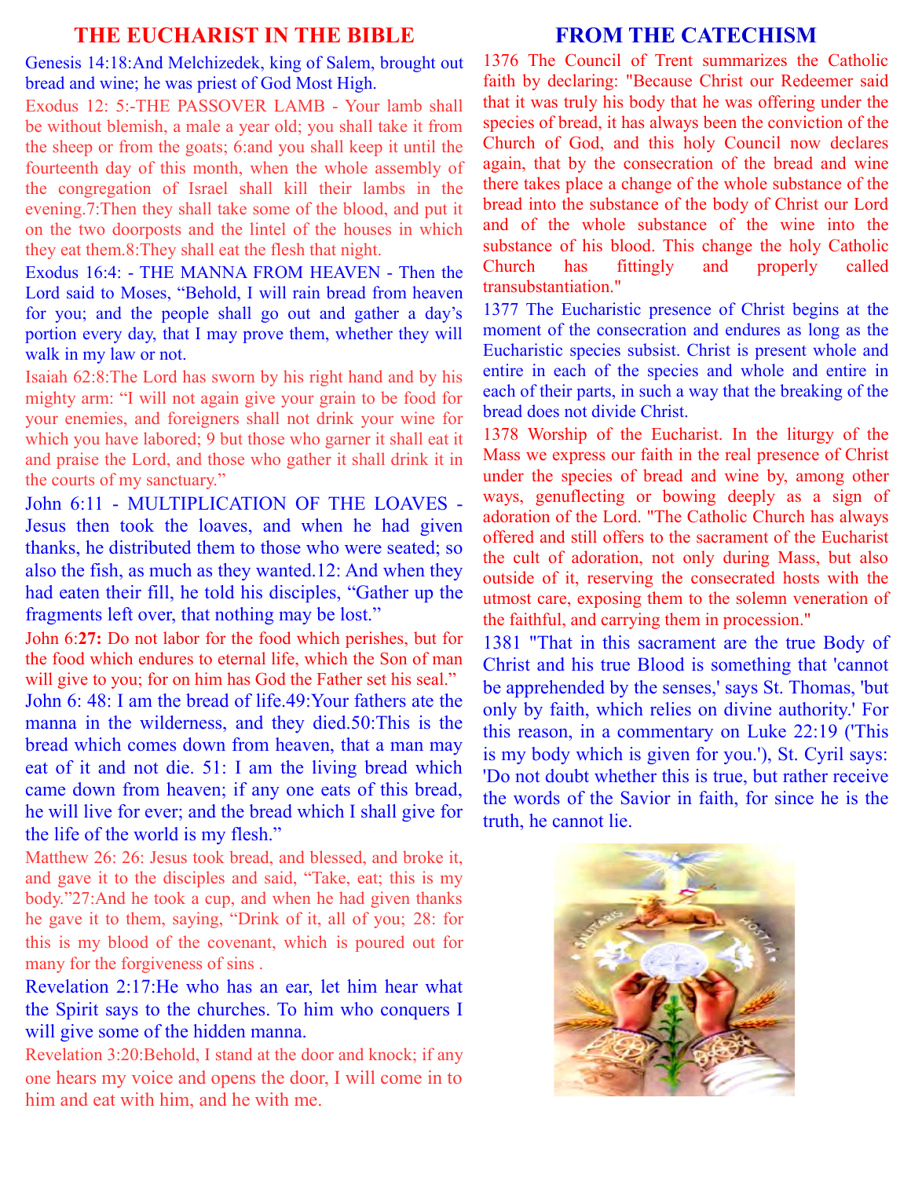## THE EUCHARIST IN THE BIBLE

Genesis 14:18:And Melchizedek, king of Salem, brought out bread and wine; he was priest of God Most High.

Exodus 12: 5:-THE PASSOVER LAMB - Your lamb shall be without blemish, a male a year old; you shall take it from the sheep or from the goats; 6:and you shall keep it until the fourteenth day of this month, when the whole assembly of the congregation of Israel shall kill their lambs in the evening.7:Then they shall take some of the blood, and put it on the two doorposts and the lintel of the houses in which they eat them.8:They shall eat the flesh that night.

Exodus 16:4: - THE MANNA FROM HEAVEN - Then the Lord said to Moses, "Behold, I will rain bread from heaven for you; and the people shall go out and gather a day's portion every day, that I may prove them, whether they will walk in my law or not.

Isaiah 62:8:The Lord has sworn by his right hand and by his mighty arm: "I will not again give your grain to be food for your enemies, and foreigners shall not drink your wine for which you have labored; 9 but those who garner it shall eat it and praise the Lord, and those who gather it shall drink it in the courts of my sanctuary."

John 6:11 - MULTIPLICATION OF THE LOAVES - Jesus then took the loaves, and when he had given thanks, he distributed them to those who were seated; so also the fish, as much as they wanted.12: And when they had eaten their fill, he told his disciples, "Gather up the fragments left over, that nothing may be lost."

John 6:**27:** Do not labor for the food which perishes, but for the food which endures to eternal life, which the Son of man will give to you; for on him has God the Father set his seal."

John 6: 48: I am the bread of life.49:Your fathers ate the manna in the wilderness, and they died.50:This is the bread which comes down from heaven, that a man may eat of it and not die. 51: I am the living bread which came down from heaven; if any one eats of this bread, he will live for ever; and the bread which I shall give for the life of the world is my flesh."

Matthew 26: 26: Jesus took bread, and blessed, and broke it, and gave it to the disciples and said, "Take, eat; this is my body."27:And he took a cup, and when he had given thanks he gave it to them, saying, "Drink of it, all of you; 28: for this is my blood of the covenant, which is poured out for many for the forgiveness of sins .

Revelation 2:17:He who has an ear, let him hear what the Spirit says to the churches. To him who conquers I will give some of the hidden manna.

Revelation 3:20:Behold, I stand at the door and knock; if any one hears my voice and opens the door, I will come in to him and eat with him, and he with me.

## FROM THE CATECHISM

1376 The Council of Trent summarizes the Catholic faith by declaring: "Because Christ our Redeemer said that it was truly his body that he was offering under the species of bread, it has always been the conviction of the Church of God, and this holy Council now declares again, that by the consecration of the bread and wine there takes place a change of the whole substance of the bread into the substance of the body of Christ our Lord and of the whole substance of the wine into the substance of his blood. This change the holy Catholic Church has fittingly and properly called transubstantiation."

1377 The Eucharistic presence of Christ begins at the moment of the consecration and endures as long as the Eucharistic species subsist. Christ is present whole and entire in each of the species and whole and entire in each of their parts, in such a way that the breaking of the bread does not divide Christ.

1378 Worship of the Eucharist. In the liturgy of the Mass we express our faith in the real presence of Christ under the species of bread and wine by, among other ways, genuflecting or bowing deeply as a sign of adoration of the Lord. "The Catholic Church has always offered and still offers to the sacrament of the Eucharist the cult of adoration, not only during Mass, but also outside of it, reserving the consecrated hosts with the utmost care, exposing them to the solemn veneration of the faithful, and carrying them in procession."

1381 "That in this sacrament are the true Body of Christ and his true Blood is something that 'cannot be apprehended by the senses,' says St. Thomas, 'but only by faith, which relies on divine authority.' For this reason, in a commentary on Luke 22:19 ('This is my body which is given for you.'), St. Cyril says: 'Do not doubt whether this is true, but rather receive the words of the Savior in faith, for since he is the truth, he cannot lie.